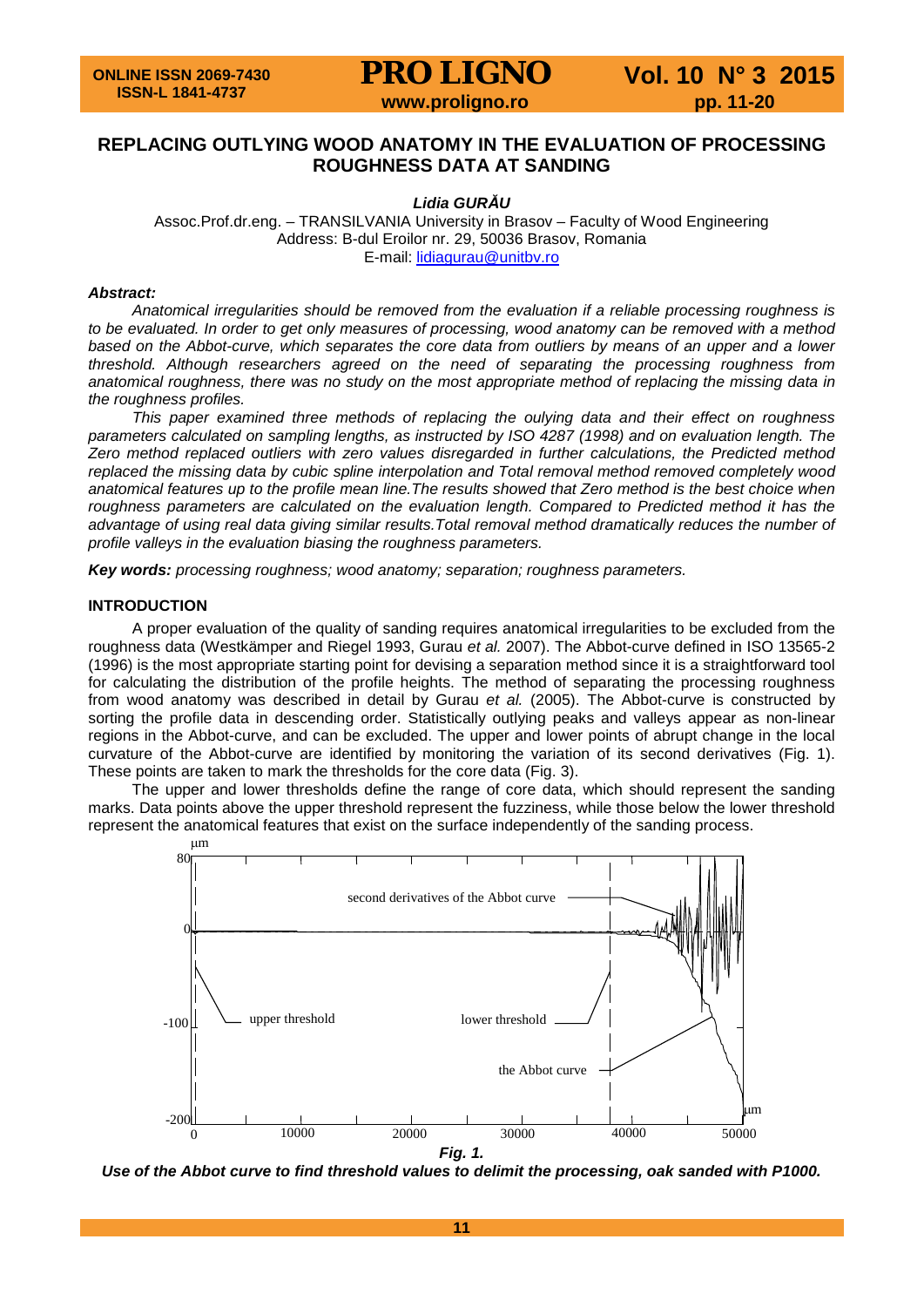# REPLACING OUTLYING WOOD ANATOMY IN THE EVALUATION OF PROCESSING ROUGHNESS DATA AT SANDING

***Lidia GURĂU***

Assoc.Prof.dr.eng. – TRANSILVANIA University in Brasov – Faculty of Wood Engineering
Address: B-dul Eroilor nr. 29, 50036 Brasov, Romania
E-mail: lidiagurau@unitbv.ro

***Abstract:***

*Anatomical irregularities should be removed from the evaluation if a reliable processing roughness is to be evaluated. In order to get only measures of processing, wood anatomy can be removed with a method based on the Abbot-curve, which separates the core data from outliers by means of an upper and a lower threshold. Although researchers agreed on the need of separating the processing roughness from anatomical roughness, there was no study on the most appropriate method of replacing the missing data in the roughness profiles.*

*This paper examined three methods of replacing the oulying data and their effect on roughness parameters calculated on sampling lengths, as instructed by ISO 4287 (1998) and on evaluation length. The Zero method replaced outliers with zero values disregarded in further calculations, the Predicted method replaced the missing data by cubic spline interpolation and Total removal method removed completely wood anatomical features up to the profile mean line.The results showed that Zero method is the best choice when roughness parameters are calculated on the evaluation length. Compared to Predicted method it has the advantage of using real data giving similar results.Total removal method dramatically reduces the number of profile valleys in the evaluation biasing the roughness parameters.*

***Key words:*** *processing roughness; wood anatomy; separation; roughness parameters.*

## INTRODUCTION

A proper evaluation of the quality of sanding requires anatomical irregularities to be excluded from the roughness data (Westkämper and Riegel 1993, Gurau *et al.* 2007). The Abbot-curve defined in ISO 13565-2 (1996) is the most appropriate starting point for devising a separation method since it is a straightforward tool for calculating the distribution of the profile heights. The method of separating the processing roughness from wood anatomy was described in detail by Gurau *et al.* (2005). The Abbot-curve is constructed by sorting the profile data in descending order. Statistically outlying peaks and valleys appear as non-linear regions in the Abbot-curve, and can be excluded. The upper and lower points of abrupt change in the local curvature of the Abbot-curve are identified by monitoring the variation of its second derivatives (Fig. 1). These points are taken to mark the thresholds for the core data (Fig. 3).

The upper and lower thresholds define the range of core data, which should represent the sanding marks. Data points above the upper threshold represent the fuzziness, while those below the lower threshold represent the anatomical features that exist on the surface independently of the sanding process.

***Fig. 1.***

***Use of the Abbot curve to find threshold values to delimit the processing, oak sanded with P1000.***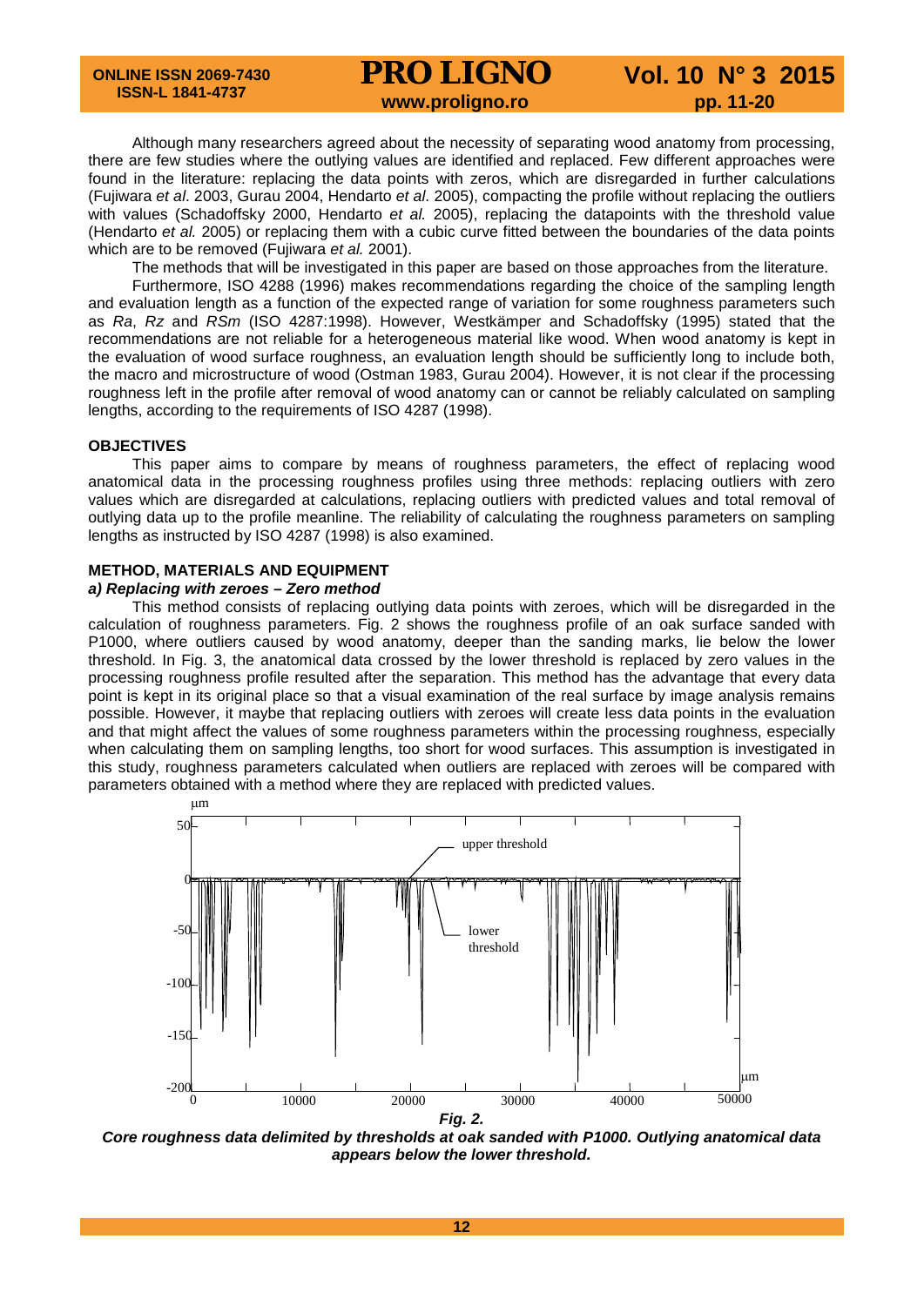Although many researchers agreed about the necessity of separating wood anatomy from processing, there are few studies where the outlying values are identified and replaced. Few different approaches were found in the literature: replacing the data points with zeros, which are disregarded in further calculations (Fujiwara *et al*. 2003, Gurau 2004, Hendarto *et al*. 2005), compacting the profile without replacing the outliers with values (Schadoffsky 2000, Hendarto *et al.* 2005), replacing the datapoints with the threshold value (Hendarto *et al.* 2005) or replacing them with a cubic curve fitted between the boundaries of the data points which are to be removed (Fujiwara *et al.* 2001).

The methods that will be investigated in this paper are based on those approaches from the literature.

Furthermore, ISO 4288 (1996) makes recommendations regarding the choice of the sampling length and evaluation length as a function of the expected range of variation for some roughness parameters such as *Ra*, *Rz* and *RSm* (ISO 4287:1998). However, Westkämper and Schadoffsky (1995) stated that the recommendations are not reliable for a heterogeneous material like wood. When wood anatomy is kept in the evaluation of wood surface roughness, an evaluation length should be sufficiently long to include both, the macro and microstructure of wood (Ostman 1983, Gurau 2004). However, it is not clear if the processing roughness left in the profile after removal of wood anatomy can or cannot be reliably calculated on sampling lengths, according to the requirements of ISO 4287 (1998).

## OBJECTIVES

This paper aims to compare by means of roughness parameters, the effect of replacing wood anatomical data in the processing roughness profiles using three methods: replacing outliers with zero values which are disregarded at calculations, replacing outliers with predicted values and total removal of outlying data up to the profile meanline. The reliability of calculating the roughness parameters on sampling lengths as instructed by ISO 4287 (1998) is also examined.

## METHOD, MATERIALS AND EQUIPMENT

### *a) Replacing with zeroes – Zero method*

This method consists of replacing outlying data points with zeroes, which will be disregarded in the calculation of roughness parameters. Fig. 2 shows the roughness profile of an oak surface sanded with P1000, where outliers caused by wood anatomy, deeper than the sanding marks, lie below the lower threshold. In Fig. 3, the anatomical data crossed by the lower threshold is replaced by zero values in the processing roughness profile resulted after the separation. This method has the advantage that every data point is kept in its original place so that a visual examination of the real surface by image analysis remains possible. However, it maybe that replacing outliers with zeroes will create less data points in the evaluation and that might affect the values of some roughness parameters within the processing roughness, especially when calculating them on sampling lengths, too short for wood surfaces. This assumption is investigated in this study, roughness parameters calculated when outliers are replaced with zeroes will be compared with parameters obtained with a method where they are replaced with predicted values.

***Fig. 2.***

***Core roughness data delimited by thresholds at oak sanded with P1000. Outlying anatomical data appears below the lower threshold.***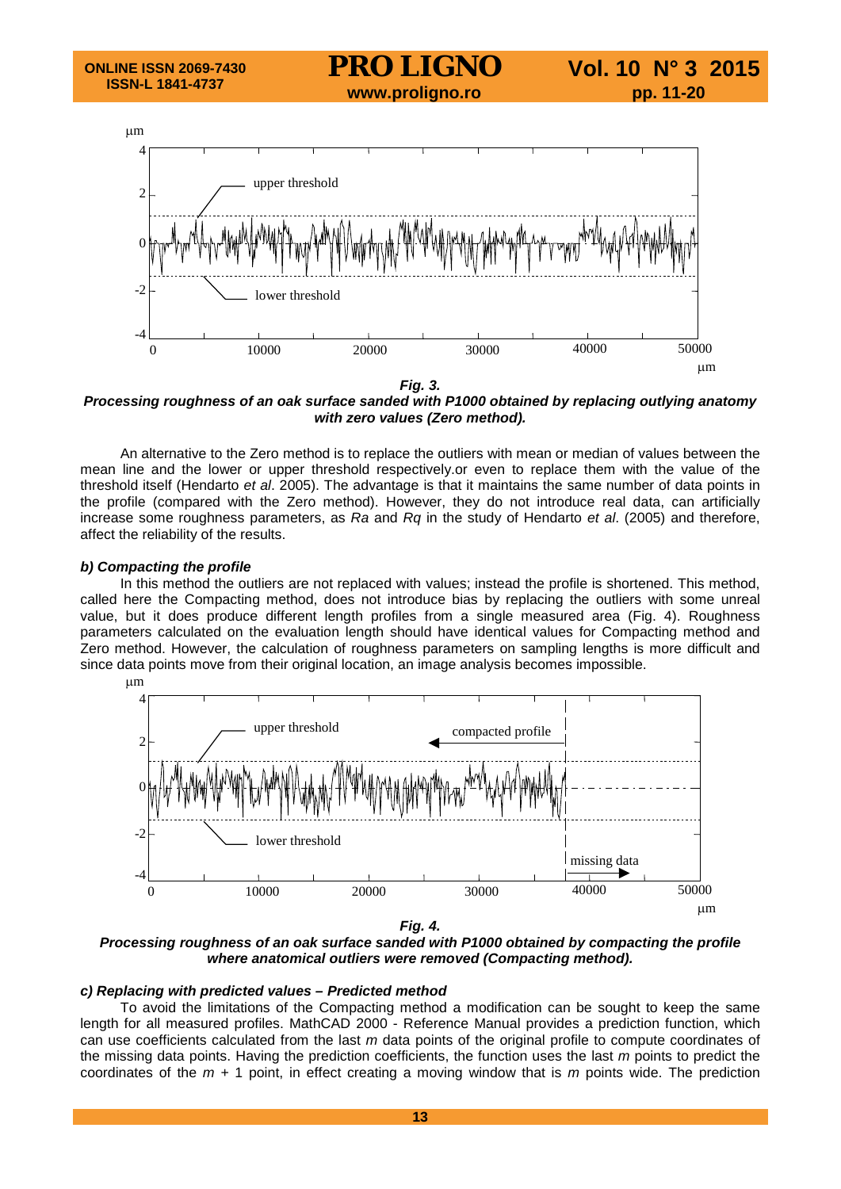**Fig. 3.**
***Processing roughness of an oak surface sanded with P1000 obtained by replacing outlying anatomy with zero values (Zero method).***

An alternative to the Zero method is to replace the outliers with mean or median of values between the mean line and the lower or upper threshold respectively.or even to replace them with the value of the threshold itself (Hendarto *et al*. 2005). The advantage is that it maintains the same number of data points in the profile (compared with the Zero method). However, they do not introduce real data, can artificially increase some roughness parameters, as *Ra* and *Rq* in the study of Hendarto *et al*. (2005) and therefore, affect the reliability of the results.

#### *b) Compacting the profile*

In this method the outliers are not replaced with values; instead the profile is shortened. This method, called here the Compacting method, does not introduce bias by replacing the outliers with some unreal value, but it does produce different length profiles from a single measured area (Fig. 4). Roughness parameters calculated on the evaluation length should have identical values for Compacting method and Zero method. However, the calculation of roughness parameters on sampling lengths is more difficult and since data points move from their original location, an image analysis becomes impossible.

**Fig. 4.**
***Processing roughness of an oak surface sanded with P1000 obtained by compacting the profile where anatomical outliers were removed (Compacting method).***

#### *c) Replacing with predicted values – Predicted method*

To avoid the limitations of the Compacting method a modification can be sought to keep the same length for all measured profiles. MathCAD 2000 - Reference Manual provides a prediction function, which can use coefficients calculated from the last *m* data points of the original profile to compute coordinates of the missing data points. Having the prediction coefficients, the function uses the last *m* points to predict the coordinates of the *m* + 1 point, in effect creating a moving window that is *m* points wide. The prediction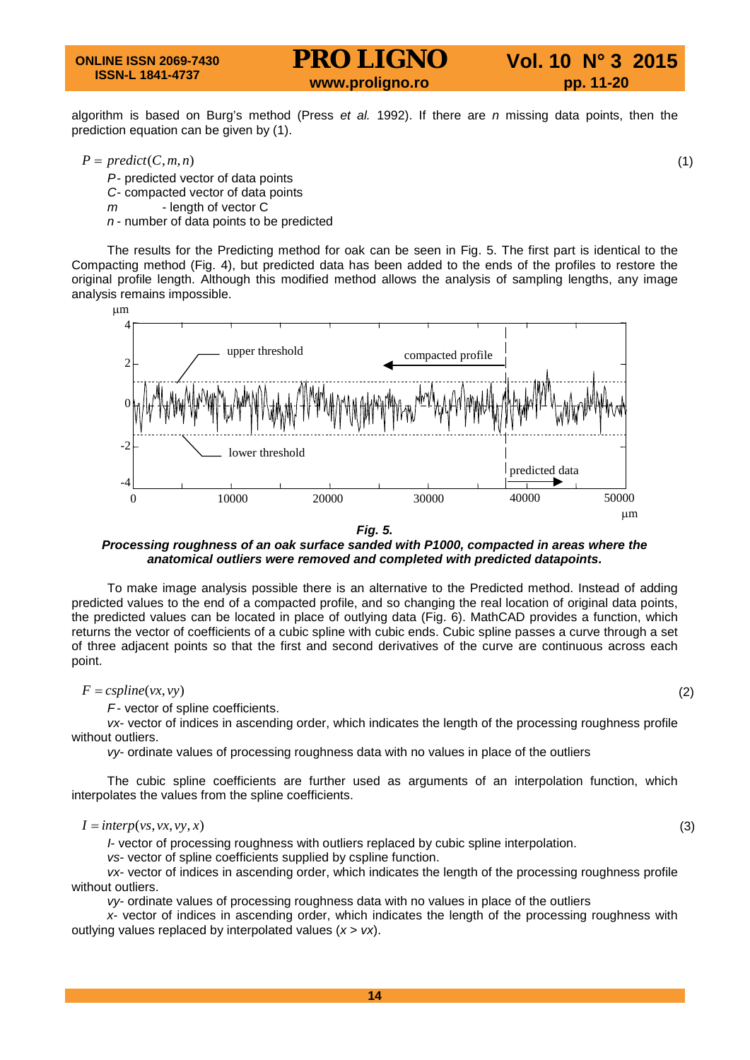algorithm is based on Burg's method (Press *et al.* 1992). If there are *n* missing data points, then the prediction equation can be given by (1).

$$P = predict(C, m, n) \tag{1}$$

$P$ - predicted vector of data points
$C$ - compacted vector of data points
$m$ - length of vector C
$n$ - number of data points to be predicted

The results for the Predicting method for oak can be seen in Fig. 5. The first part is identical to the Compacting method (Fig. 4), but predicted data has been added to the ends of the profiles to restore the original profile length. Although this modified method allows the analysis of sampling lengths, any image analysis remains impossible.

***Fig. 5.***
***Processing roughness of an oak surface sanded with P1000, compacted in areas where the anatomical outliers were removed and completed with predicted datapoints.***

To make image analysis possible there is an alternative to the Predicted method. Instead of adding predicted values to the end of a compacted profile, and so changing the real location of original data points, the predicted values can be located in place of outlying data (Fig. 6). MathCAD provides a function, which returns the vector of coefficients of a cubic spline with cubic ends. Cubic spline passes a curve through a set of three adjacent points so that the first and second derivatives of the curve are continuous across each point.

$$F = cspline(vx, vy) \tag{2}$$

$F$ - vector of spline coefficients.
$vx$- vector of indices in ascending order, which indicates the length of the processing roughness profile without outliers.
$vy$- ordinate values of processing roughness data with no values in place of the outliers

The cubic spline coefficients are further used as arguments of an interpolation function, which interpolates the values from the spline coefficients.

$$I = interp(vs, vx, vy, x) \tag{3}$$

$I$- vector of processing roughness with outliers replaced by cubic spline interpolation.
$vs$- vector of spline coefficients supplied by cspline function.
$vx$- vector of indices in ascending order, which indicates the length of the processing roughness profile without outliers.
$vy$- ordinate values of processing roughness data with no values in place of the outliers
$x$- vector of indices in ascending order, which indicates the length of the processing roughness with outlying values replaced by interpolated values ($x > vx$).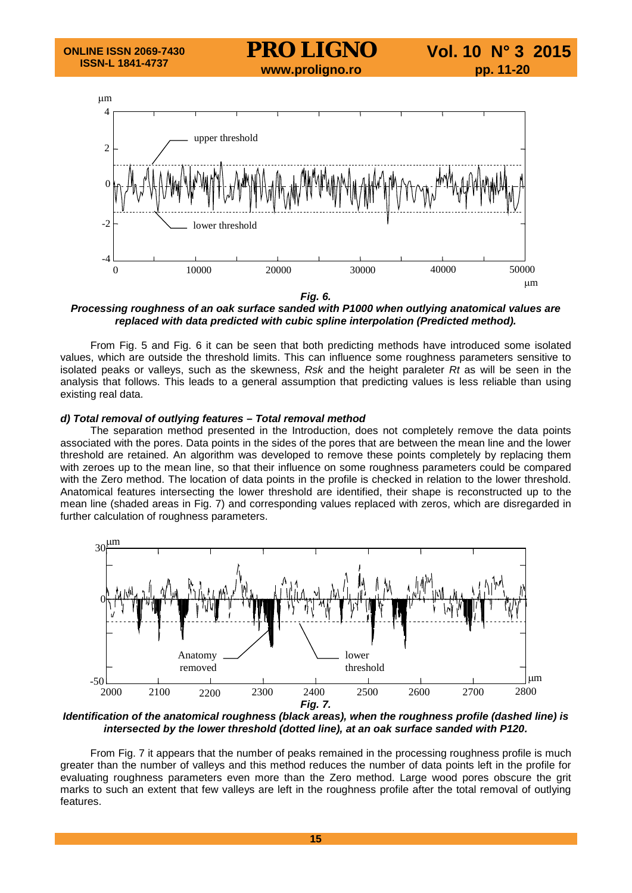***Fig. 6.***
***Processing roughness of an oak surface sanded with P1000 when outlying anatomical values are replaced with data predicted with cubic spline interpolation (Predicted method).***

From Fig. 5 and Fig. 6 it can be seen that both predicting methods have introduced some isolated values, which are outside the threshold limits. This can influence some roughness parameters sensitive to isolated peaks or valleys, such as the skewness, *Rsk* and the height paraleter *Rt* as will be seen in the analysis that follows. This leads to a general assumption that predicting values is less reliable than using existing real data.

***d) Total removal of outlying features – Total removal method***

The separation method presented in the Introduction, does not completely remove the data points associated with the pores. Data points in the sides of the pores that are between the mean line and the lower threshold are retained. An algorithm was developed to remove these points completely by replacing them with zeroes up to the mean line, so that their influence on some roughness parameters could be compared with the Zero method. The location of data points in the profile is checked in relation to the lower threshold. Anatomical features intersecting the lower threshold are identified, their shape is reconstructed up to the mean line (shaded areas in Fig. 7) and corresponding values replaced with zeros, which are disregarded in further calculation of roughness parameters.

***Fig. 7.***
***Identification of the anatomical roughness (black areas), when the roughness profile (dashed line) is intersected by the lower threshold (dotted line), at an oak surface sanded with P120.***

From Fig. 7 it appears that the number of peaks remained in the processing roughness profile is much greater than the number of valleys and this method reduces the number of data points left in the profile for evaluating roughness parameters even more than the Zero method. Large wood pores obscure the grit marks to such an extent that few valleys are left in the roughness profile after the total removal of outlying features.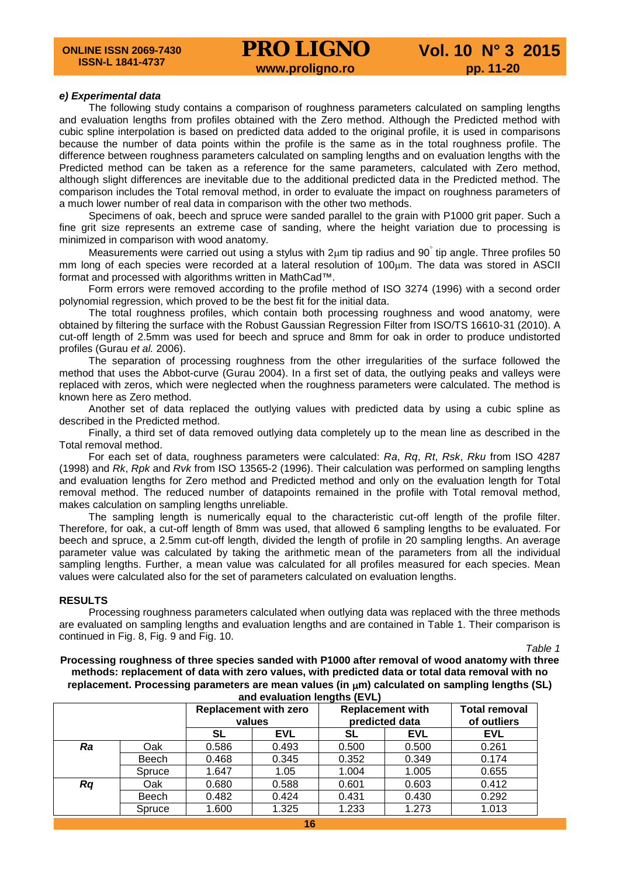***e) Experimental data***

The following study contains a comparison of roughness parameters calculated on sampling lengths and evaluation lengths from profiles obtained with the Zero method. Although the Predicted method with cubic spline interpolation is based on predicted data added to the original profile, it is used in comparisons because the number of data points within the profile is the same as in the total roughness profile. The difference between roughness parameters calculated on sampling lengths and on evaluation lengths with the Predicted method can be taken as a reference for the same parameters, calculated with Zero method, although slight differences are inevitable due to the additional predicted data in the Predicted method. The comparison includes the Total removal method, in order to evaluate the impact on roughness parameters of a much lower number of real data in comparison with the other two methods.

Specimens of oak, beech and spruce were sanded parallel to the grain with P1000 grit paper. Such a fine grit size represents an extreme case of sanding, where the height variation due to processing is minimized in comparison with wood anatomy.

Measurements were carried out using a stylus with 2μm tip radius and 90° tip angle. Three profiles 50 mm long of each species were recorded at a lateral resolution of 100μm. The data was stored in ASCII format and processed with algorithms written in MathCad™.

Form errors were removed according to the profile method of ISO 3274 (1996) with a second order polynomial regression, which proved to be the best fit for the initial data.

The total roughness profiles, which contain both processing roughness and wood anatomy, were obtained by filtering the surface with the Robust Gaussian Regression Filter from ISO/TS 16610-31 (2010). A cut-off length of 2.5mm was used for beech and spruce and 8mm for oak in order to produce undistorted profiles (Gurau *et al.* 2006).

The separation of processing roughness from the other irregularities of the surface followed the method that uses the Abbot-curve (Gurau 2004). In a first set of data, the outlying peaks and valleys were replaced with zeros, which were neglected when the roughness parameters were calculated. The method is known here as Zero method.

Another set of data replaced the outlying values with predicted data by using a cubic spline as described in the Predicted method.

Finally, a third set of data removed outlying data completely up to the mean line as described in the Total removal method.

For each set of data, roughness parameters were calculated: *Ra*, *Rq*, *Rt*, *Rsk*, *Rku* from ISO 4287 (1998) and *Rk*, *Rpk* and *Rvk* from ISO 13565-2 (1996). Their calculation was performed on sampling lengths and evaluation lengths for Zero method and Predicted method and only on the evaluation length for Total removal method. The reduced number of datapoints remained in the profile with Total removal method, makes calculation on sampling lengths unreliable.

The sampling length is numerically equal to the characteristic cut-off length of the profile filter. Therefore, for oak, a cut-off length of 8mm was used, that allowed 6 sampling lengths to be evaluated. For beech and spruce, a 2.5mm cut-off length, divided the length of profile in 20 sampling lengths. An average parameter value was calculated by taking the arithmetic mean of the parameters from all the individual sampling lengths. Further, a mean value was calculated for all profiles measured for each species. Mean values were calculated also for the set of parameters calculated on evaluation lengths.

## RESULTS

Processing roughness parameters calculated when outlying data was replaced with the three methods are evaluated on sampling lengths and evaluation lengths and are contained in Table 1. Their comparison is continued in Fig. 8, Fig. 9 and Fig. 10.

*Table 1*

**Processing roughness of three species sanded with P1000 after removal of wood anatomy with three methods: replacement of data with zero values, with predicted data or total data removal with no replacement. Processing parameters are mean values (in μm) calculated on sampling lengths (SL) and evaluation lengths (EVL)**

| | | Replacement with zero values | | Replacement with predicted data | | Total removal of outliers |
|---|---|---|---|---|---|---|
| | | SL | EVL | SL | EVL | EVL |
| ***Ra*** | Oak | 0.586 | 0.493 | 0.500 | 0.500 | 0.261 |
| | Beech | 0.468 | 0.345 | 0.352 | 0.349 | 0.174 |
| | Spruce | 1.647 | 1.05 | 1.004 | 1.005 | 0.655 |
| ***Rq*** | Oak | 0.680 | 0.588 | 0.601 | 0.603 | 0.412 |
| | Beech | 0.482 | 0.424 | 0.431 | 0.430 | 0.292 |
| | Spruce | 1.600 | 1.325 | 1.233 | 1.273 | 1.013 |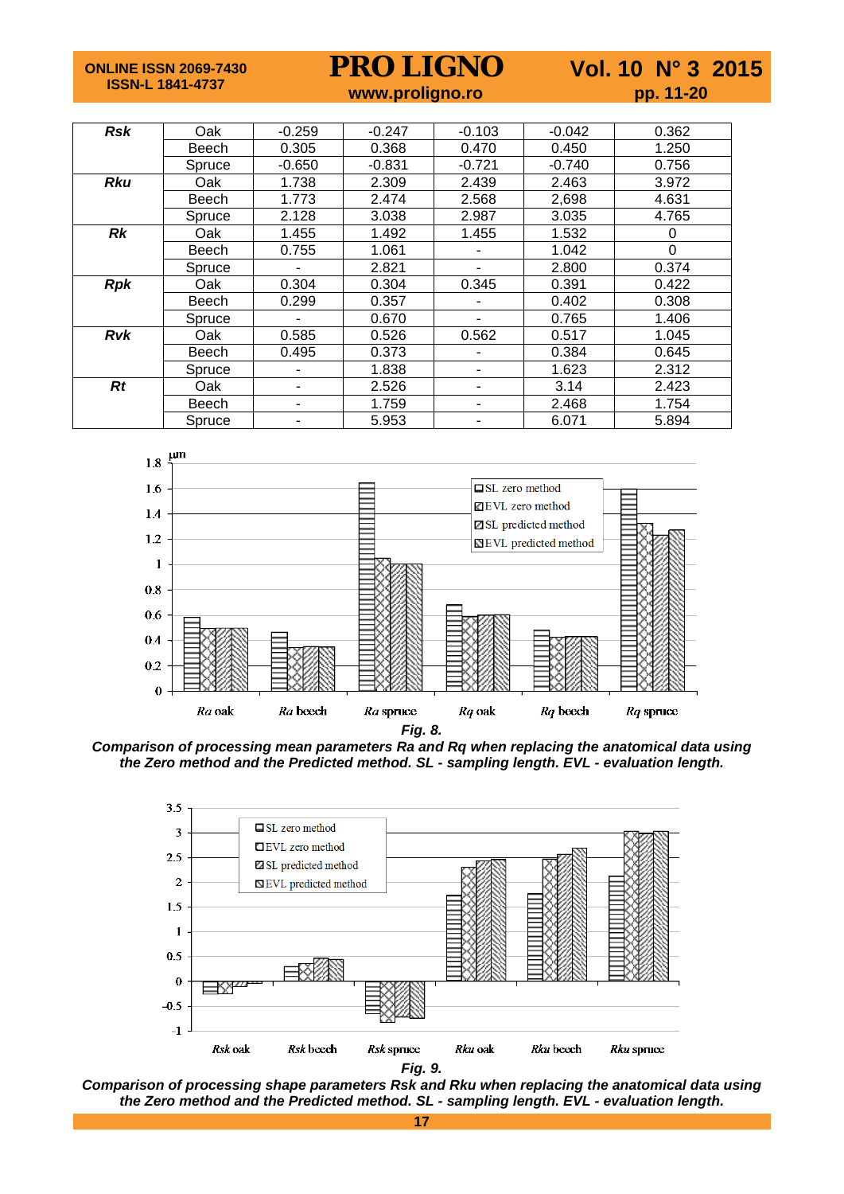| | | | | | | |
|---|---|---|---|---|---|---|
| ***Rsk*** | Oak | -0.259 | -0.247 | -0.103 | -0.042 | 0.362 |
| | Beech | 0.305 | 0.368 | 0.470 | 0.450 | 1.250 |
| | Spruce | -0.650 | -0.831 | -0.721 | -0.740 | 0.756 |
| ***Rku*** | Oak | 1.738 | 2.309 | 2.439 | 2.463 | 3.972 |
| | Beech | 1.773 | 2.474 | 2.568 | 2,698 | 4.631 |
| | Spruce | 2.128 | 3.038 | 2.987 | 3.035 | 4.765 |
| ***Rk*** | Oak | 1.455 | 1.492 | 1.455 | 1.532 | 0 |
| | Beech | 0.755 | 1.061 | - | 1.042 | 0 |
| | Spruce | - | 2.821 | - | 2.800 | 0.374 |
| ***Rpk*** | Oak | 0.304 | 0.304 | 0.345 | 0.391 | 0.422 |
| | Beech | 0.299 | 0.357 | - | 0.402 | 0.308 |
| | Spruce | - | 0.670 | - | 0.765 | 1.406 |
| ***Rvk*** | Oak | 0.585 | 0.526 | 0.562 | 0.517 | 1.045 |
| | Beech | 0.495 | 0.373 | - | 0.384 | 0.645 |
| | Spruce | - | 1.838 | - | 1.623 | 2.312 |
| ***Rt*** | Oak | - | 2.526 | - | 3.14 | 2.423 |
| | Beech | - | 1.759 | - | 2.468 | 1.754 |
| | Spruce | - | 5.953 | - | 6.071 | 5.894 |

***Fig. 8.***

***Comparison of processing mean parameters Ra and Rq when replacing the anatomical data using the Zero method and the Predicted method. SL - sampling length. EVL - evaluation length.***

***Fig. 9.***

***Comparison of processing shape parameters Rsk and Rku when replacing the anatomical data using the Zero method and the Predicted method. SL - sampling length. EVL - evaluation length.***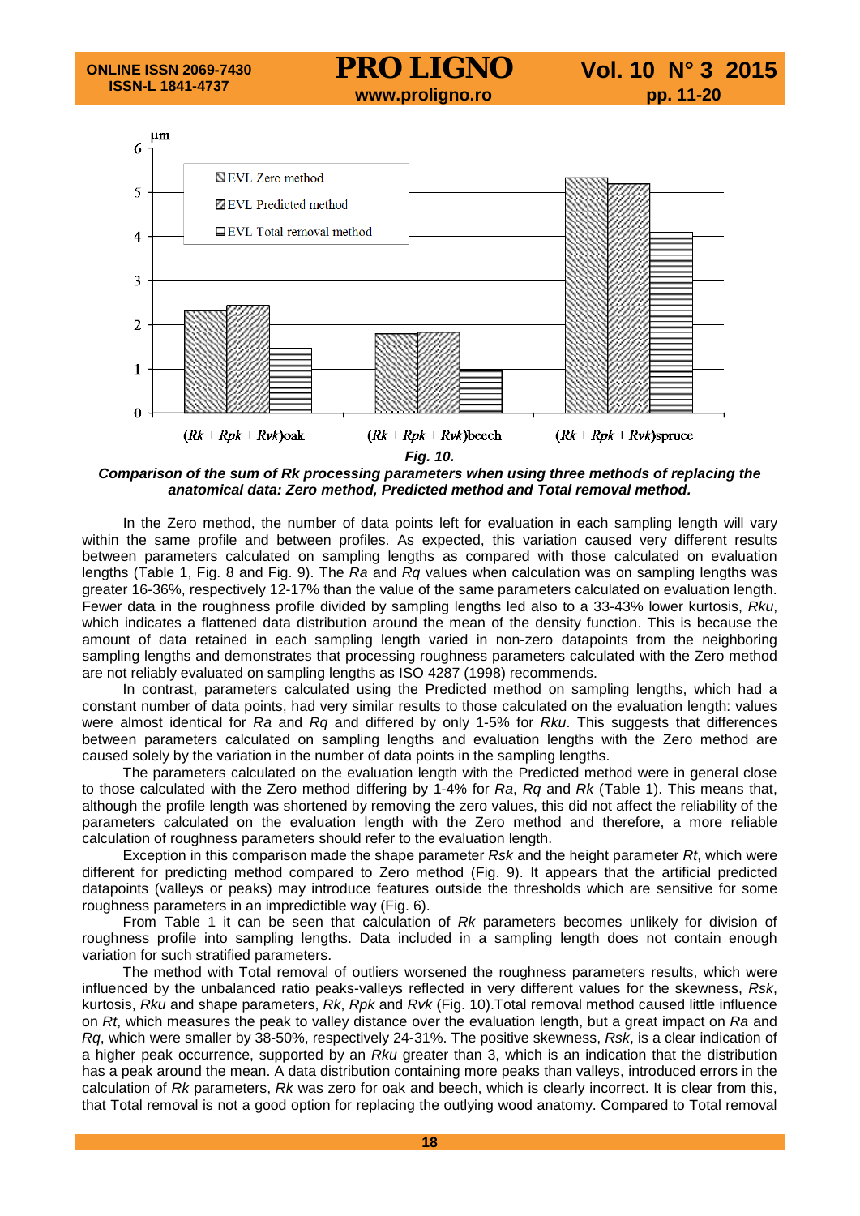*Fig. 10.*

***Comparison of the sum of Rk processing parameters when using three methods of replacing the anatomical data: Zero method, Predicted method and Total removal method.***

In the Zero method, the number of data points left for evaluation in each sampling length will vary within the same profile and between profiles. As expected, this variation caused very different results between parameters calculated on sampling lengths as compared with those calculated on evaluation lengths (Table 1, Fig. 8 and Fig. 9). The *Ra* and *Rq* values when calculation was on sampling lengths was greater 16-36%, respectively 12-17% than the value of the same parameters calculated on evaluation length. Fewer data in the roughness profile divided by sampling lengths led also to a 33-43% lower kurtosis, *Rku*, which indicates a flattened data distribution around the mean of the density function. This is because the amount of data retained in each sampling length varied in non-zero datapoints from the neighboring sampling lengths and demonstrates that processing roughness parameters calculated with the Zero method are not reliably evaluated on sampling lengths as ISO 4287 (1998) recommends.

In contrast, parameters calculated using the Predicted method on sampling lengths, which had a constant number of data points, had very similar results to those calculated on the evaluation length: values were almost identical for *Ra* and *Rq* and differed by only 1-5% for *Rku*. This suggests that differences between parameters calculated on sampling lengths and evaluation lengths with the Zero method are caused solely by the variation in the number of data points in the sampling lengths.

The parameters calculated on the evaluation length with the Predicted method were in general close to those calculated with the Zero method differing by 1-4% for *Ra*, *Rq* and *Rk* (Table 1). This means that, although the profile length was shortened by removing the zero values, this did not affect the reliability of the parameters calculated on the evaluation length with the Zero method and therefore, a more reliable calculation of roughness parameters should refer to the evaluation length.

Exception in this comparison made the shape parameter *Rsk* and the height parameter *Rt*, which were different for predicting method compared to Zero method (Fig. 9). It appears that the artificial predicted datapoints (valleys or peaks) may introduce features outside the thresholds which are sensitive for some roughness parameters in an impredictible way (Fig. 6).

From Table 1 it can be seen that calculation of *Rk* parameters becomes unlikely for division of roughness profile into sampling lengths. Data included in a sampling length does not contain enough variation for such stratified parameters.

The method with Total removal of outliers worsened the roughness parameters results, which were influenced by the unbalanced ratio peaks-valleys reflected in very different values for the skewness, *Rsk*, kurtosis, *Rku* and shape parameters, *Rk*, *Rpk* and *Rvk* (Fig. 10).Total removal method caused little influence on *Rt*, which measures the peak to valley distance over the evaluation length, but a great impact on *Ra* and *Rq*, which were smaller by 38-50%, respectively 24-31%. The positive skewness, *Rsk*, is a clear indication of a higher peak occurrence, supported by an *Rku* greater than 3, which is an indication that the distribution has a peak around the mean. A data distribution containing more peaks than valleys, introduced errors in the calculation of *Rk* parameters, *Rk* was zero for oak and beech, which is clearly incorrect. It is clear from this, that Total removal is not a good option for replacing the outlying wood anatomy. Compared to Total removal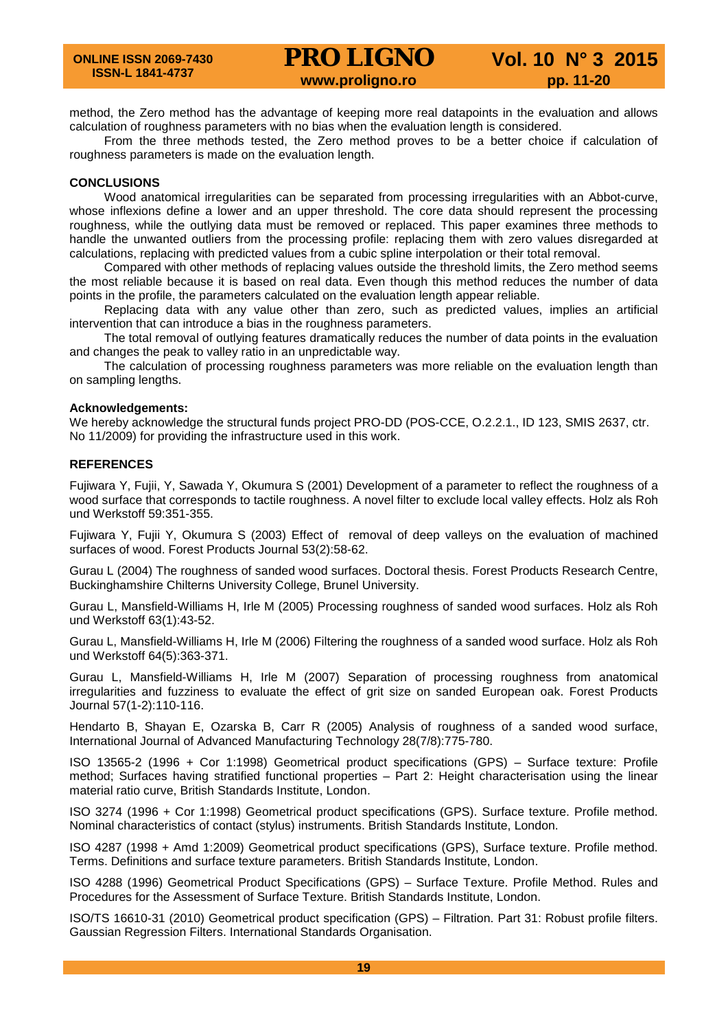method, the Zero method has the advantage of keeping more real datapoints in the evaluation and allows calculation of roughness parameters with no bias when the evaluation length is considered.

From the three methods tested, the Zero method proves to be a better choice if calculation of roughness parameters is made on the evaluation length.

## CONCLUSIONS

Wood anatomical irregularities can be separated from processing irregularities with an Abbot-curve, whose inflexions define a lower and an upper threshold. The core data should represent the processing roughness, while the outlying data must be removed or replaced. This paper examines three methods to handle the unwanted outliers from the processing profile: replacing them with zero values disregarded at calculations, replacing with predicted values from a cubic spline interpolation or their total removal.

Compared with other methods of replacing values outside the threshold limits, the Zero method seems the most reliable because it is based on real data. Even though this method reduces the number of data points in the profile, the parameters calculated on the evaluation length appear reliable.

Replacing data with any value other than zero, such as predicted values, implies an artificial intervention that can introduce a bias in the roughness parameters.

The total removal of outlying features dramatically reduces the number of data points in the evaluation and changes the peak to valley ratio in an unpredictable way.

The calculation of processing roughness parameters was more reliable on the evaluation length than on sampling lengths.

**Acknowledgements:**
We hereby acknowledge the structural funds project PRO-DD (POS-CCE, O.2.2.1., ID 123, SMIS 2637, ctr. No 11/2009) for providing the infrastructure used in this work.

## REFERENCES

Fujiwara Y, Fujii, Y, Sawada Y, Okumura S (2001) Development of a parameter to reflect the roughness of a wood surface that corresponds to tactile roughness. A novel filter to exclude local valley effects. Holz als Roh und Werkstoff 59:351-355.

Fujiwara Y, Fujii Y, Okumura S (2003) Effect of removal of deep valleys on the evaluation of machined surfaces of wood. Forest Products Journal 53(2):58-62.

Gurau L (2004) The roughness of sanded wood surfaces. Doctoral thesis. Forest Products Research Centre, Buckinghamshire Chilterns University College, Brunel University.

Gurau L, Mansfield-Williams H, Irle M (2005) Processing roughness of sanded wood surfaces. Holz als Roh und Werkstoff 63(1):43-52.

Gurau L, Mansfield-Williams H, Irle M (2006) Filtering the roughness of a sanded wood surface. Holz als Roh und Werkstoff 64(5):363-371.

Gurau L, Mansfield-Williams H, Irle M (2007) Separation of processing roughness from anatomical irregularities and fuzziness to evaluate the effect of grit size on sanded European oak. Forest Products Journal 57(1-2):110-116.

Hendarto B, Shayan E, Ozarska B, Carr R (2005) Analysis of roughness of a sanded wood surface, International Journal of Advanced Manufacturing Technology 28(7/8):775-780.

ISO 13565-2 (1996 + Cor 1:1998) Geometrical product specifications (GPS) – Surface texture: Profile method; Surfaces having stratified functional properties – Part 2: Height characterisation using the linear material ratio curve, British Standards Institute, London.

ISO 3274 (1996 + Cor 1:1998) Geometrical product specifications (GPS). Surface texture. Profile method. Nominal characteristics of contact (stylus) instruments. British Standards Institute, London.

ISO 4287 (1998 + Amd 1:2009) Geometrical product specifications (GPS), Surface texture. Profile method. Terms. Definitions and surface texture parameters. British Standards Institute, London.

ISO 4288 (1996) Geometrical Product Specifications (GPS) – Surface Texture. Profile Method. Rules and Procedures for the Assessment of Surface Texture. British Standards Institute, London.

ISO/TS 16610-31 (2010) Geometrical product specification (GPS) – Filtration. Part 31: Robust profile filters. Gaussian Regression Filters. International Standards Organisation.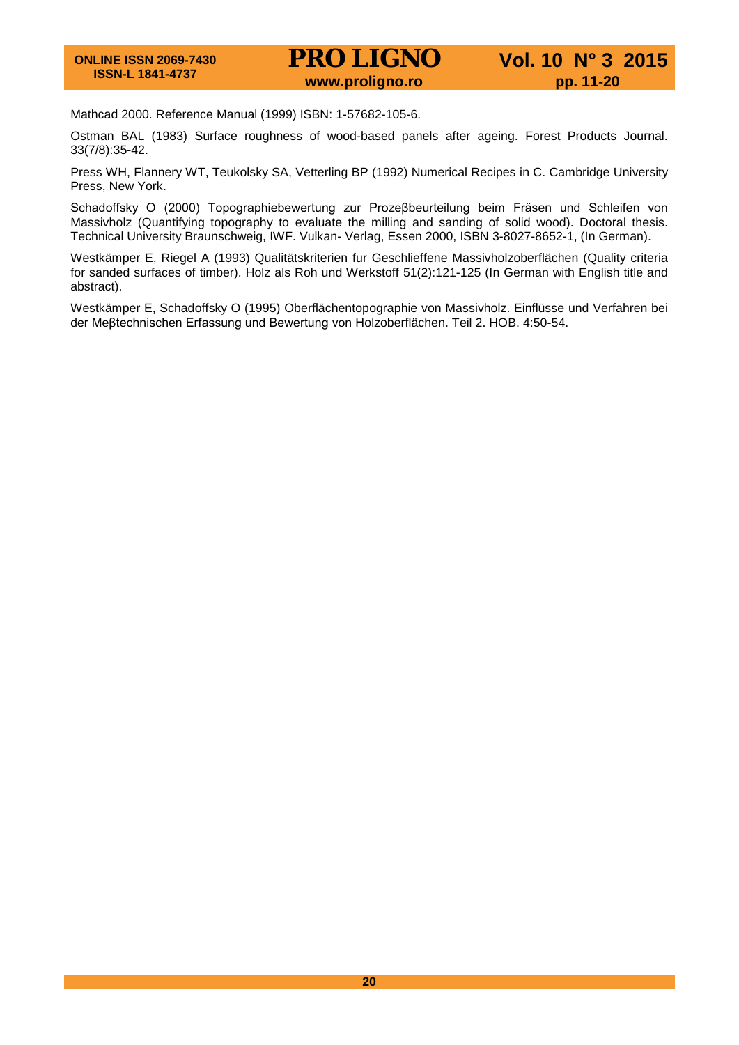Mathcad 2000. Reference Manual (1999) ISBN: 1-57682-105-6.

Ostman BAL (1983) Surface roughness of wood-based panels after ageing. Forest Products Journal. 33(7/8):35-42.

Press WH, Flannery WT, Teukolsky SA, Vetterling BP (1992) Numerical Recipes in C. Cambridge University Press, New York.

Schadoffsky O (2000) Topographiebewertung zur Prozeβbeurteilung beim Fräsen und Schleifen von Massivholz (Quantifying topography to evaluate the milling and sanding of solid wood). Doctoral thesis. Technical University Braunschweig, IWF. Vulkan- Verlag, Essen 2000, ISBN 3-8027-8652-1, (In German).

Westkämper E, Riegel A (1993) Qualitätskriterien fur Geschlieffene Massivholzoberflächen (Quality criteria for sanded surfaces of timber). Holz als Roh und Werkstoff 51(2):121-125 (In German with English title and abstract).

Westkämper E, Schadoffsky O (1995) Oberflächentopographie von Massivholz. Einflüsse und Verfahren bei der Meβtechnischen Erfassung und Bewertung von Holzoberflächen. Teil 2. HOB. 4:50-54.